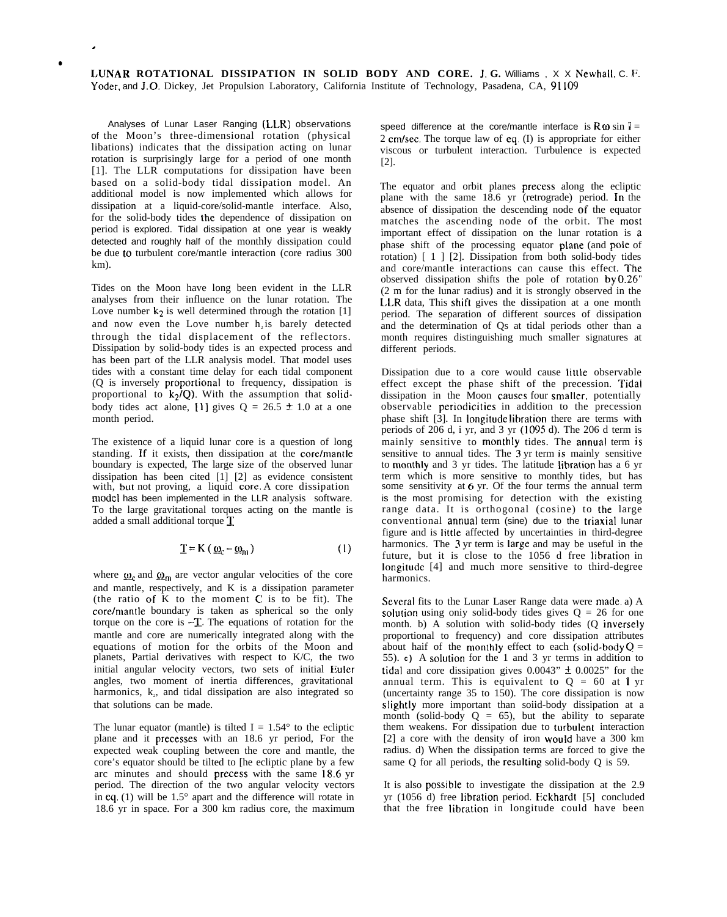**LUNAR ROTATIONAL DISSIPATION IN SOLID BODY AND CORE.** **J. G.** Williams , X X Newhall, C. F. Yoder, and J.O. Dickey, Jet Propulsion Laboratory, California Institute of Technology, Pasadena, CA, 91109

Analyses of Lunar Laser Ranging (LLR) observations of the Moon's three-dimensional rotation (physical libations) indicates that the dissipation acting on lunar rotation is surprisingly large for a period of one month [1]. The LLR computations for dissipation have been based on a solid-body tidal dissipation model. An additional model is now implemented which allows for dissipation at a liquid-core/solid-mantle interface. Also, for the solid-body tides the dependence of dissipation on period is explored. Tidal dissipation at one year is weakly detected and roughly half of the monthly dissipation could be due to turbulent core/mantle interaction (core radius 300 km).

Tides on the Moon have long been evident in the LLR analyses from their influence on the lunar rotation. The Love number $k_2$ is well determined through the rotation [1] and now even the Love number $h_2$ is barely detected through the tidal displacement of the reflectors. Dissipation by solid-body tides is an expected process and has been part of the LLR analysis model. That model uses tides with a constant time delay for each tidal component (Q is inversely proportional to frequency, dissipation is proportional to $k_2/Q$). With the assumption that solid-body tides act alone, [1] gives Q = 26.5 ± 1.0 at a one month period.

The existence of a liquid lunar core is a question of long standing. If it exists, then dissipation at the core/mantle boundary is expected, The large size of the observed lunar dissipation has been cited [1] [2] as evidence consistent with, but not proving, a liquid core. A core dissipation model has been implemented in the LLR analysis software. To the large gravitational torques acting on the mantle is added a small additional torque $\underline{T}$

$$\underline{T} = K\,(\underline{\omega}_c - \underline{\omega}_m) \qquad (1)$$

where $\underline{\omega}_c$ and $\underline{\omega}_m$ are vector angular velocities of the core and mantle, respectively, and K is a dissipation parameter (the ratio of K to the moment C is to be fit). The core/mantle boundary is taken as spherical so the only torque on the core is $-\underline{T}$. The equations of rotation for the mantle and core are numerically integrated along with the equations of motion for the orbits of the Moon and planets, Partial derivatives with respect to K/C, the two initial angular velocity vectors, two sets of initial Euler angles, two moment of inertia differences, gravitational harmonics, $k_2$, and tidal dissipation are also integrated so that solutions can be made.

The lunar equator (mantle) is tilted I = 1.54° to the ecliptic plane and it precesses with an 18.6 yr period, For the expected weak coupling between the core and mantle, the core's equator should be tilted to [he ecliptic plane by a few arc minutes and should precess with the same 18.6 yr period. The direction of the two angular velocity vectors in eq. (1) will be 1.5° apart and the difference will rotate in 18.6 yr in space. For a 300 km radius core, the maximum speed difference at the core/mantle interface is $R\omega \sin I$ = 2 cm/sec. The torque law of eq. (I) is appropriate for either viscous or turbulent interaction. Turbulence is expected [2].

The equator and orbit planes precess along the ecliptic plane with the same 18.6 yr (retrograde) period. In the absence of dissipation the descending node of the equator matches the ascending node of the orbit. The most important effect of dissipation on the lunar rotation is a phase shift of the processing equator plane (and pole of rotation) [ 1 ] [2]. Dissipation from both solid-body tides and core/mantle interactions can cause this effect. The observed dissipation shifts the pole of rotation by 0.26" (2 m for the lunar radius) and it is strongly observed in the LLR data, This shift gives the dissipation at a one month period. The separation of different sources of dissipation and the determination of Qs at tidal periods other than a month requires distinguishing much smaller signatures at different periods.

Dissipation due to a core would cause little observable effect except the phase shift of the precession. Tidal dissipation in the Moon causes four smaller, potentially observable periodicities in addition to the precession phase shift [3]. In longitude libration there are terms with periods of 206 d, i yr, and 3 yr (1095 d). The 206 d term is mainly sensitive to monthly tides. The annual term is sensitive to annual tides. The 3 yr term is mainly sensitive to monthly and 3 yr tides. The latitude libration has a 6 yr term which is more sensitive to monthly tides, but has some sensitivity at 6 yr. Of the four terms the annual term is the most promising for detection with the existing range data. It is orthogonal (cosine) to the large conventional annual term (sine) due to the triaxial lunar figure and is little affected by uncertainties in third-degree harmonics. The 3 yr term is large and may be useful in the future, but it is close to the 1056 d free libration in longitude [4] and much more sensitive to third-degree harmonics.

Several fits to the Lunar Laser Range data were made. a) A solution using oniy solid-body tides gives Q = 26 for one month. b) A solution with solid-body tides (Q inversely proportional to frequency) and core dissipation attributes about haif of the monthly effect to each (solid-body Q = 55). c) A solution for the 1 and 3 yr terms in addition to tidal and core dissipation gives 0.0043" ± 0.0025" for the annual term. This is equivalent to Q = 60 at 1 yr (uncertainty range 35 to 150). The core dissipation is now slightly more important than soiid-body dissipation at a month (solid-body Q = 65), but the ability to separate them weakens. For dissipation due to turbulent interaction [2] a core with the density of iron would have a 300 km radius. d) When the dissipation terms are forced to give the same Q for all periods, the resulting solid-body Q is 59.

It is also possible to investigate the dissipation at the 2.9 yr (1056 d) free libration period. Eckhardt [5] concluded that the free libration in longitude could have been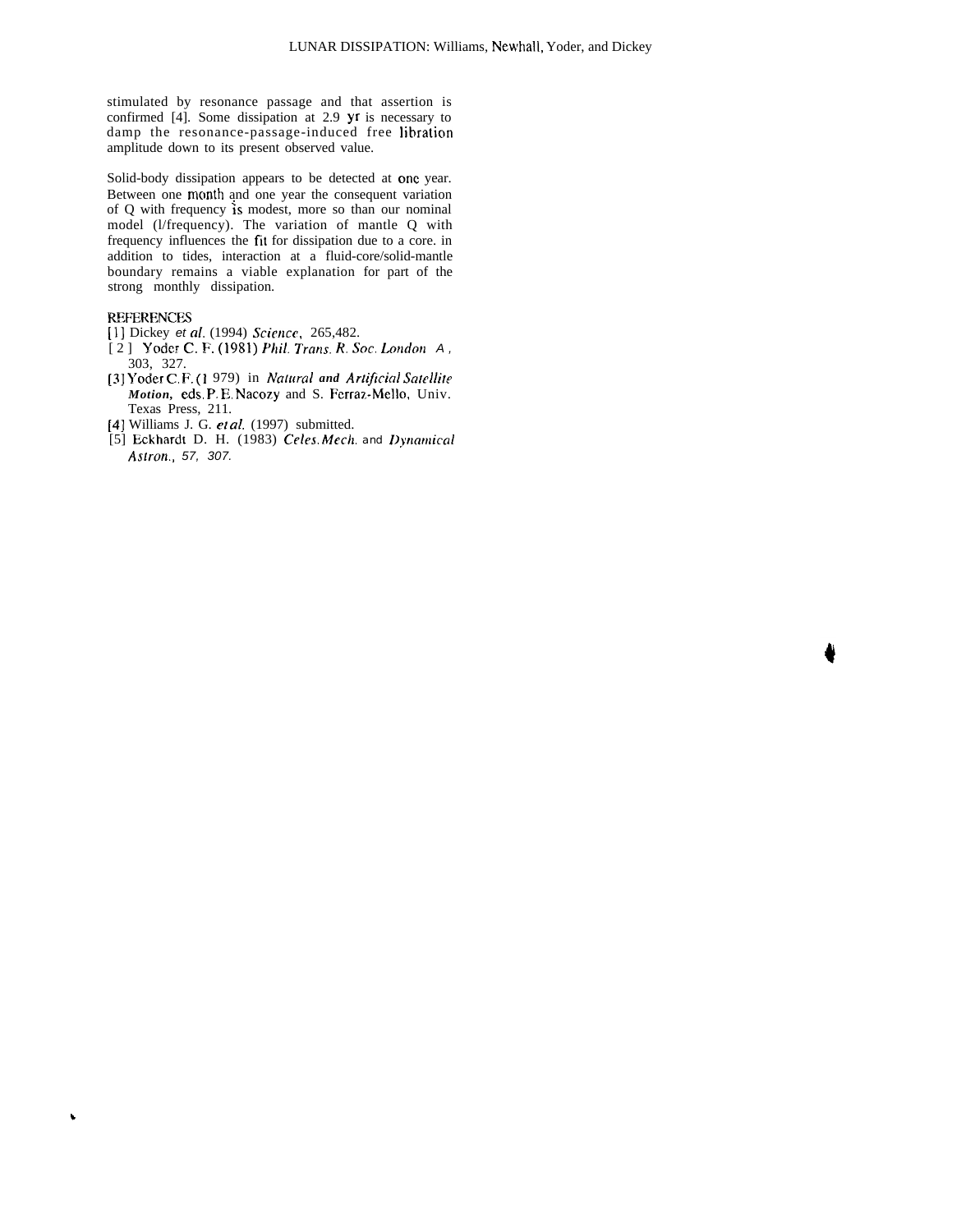stimulated by resonance passage and that assertion is confirmed [4]. Some dissipation at 2.9 yr is necessary to damp the resonance-passage-induced free libration amplitude down to its present observed value.

Solid-body dissipation appears to be detected at one year. Between one month and one year the consequent variation of Q with frequency is modest, more so than our nominal model (l/frequency). The variation of mantle Q with frequency influences the fit for dissipation due to a core. in addition to tides, interaction at a fluid-core/solid-mantle boundary remains a viable explanation for part of the strong monthly dissipation.

REFERENCES

[1] Dickey *et al.* (1994) *Science*, 265,482.

[2] Yoder C. F. (1981) *Phil. Trans. R. Soc. London A*, 303, 327.

[3] Yoder C. F. (1 979) in *Natural and Artificial Satellite Motion*, eds. P. E. Nacozy and S. Ferraz-Mello, Univ. Texas Press, 211.

[4] Williams J. G. *et al.* (1997) submitted.

[5] Eckhardt D. H. (1983) *Celes. Mech.* and *Dynamical Astron.*, 57, 307.